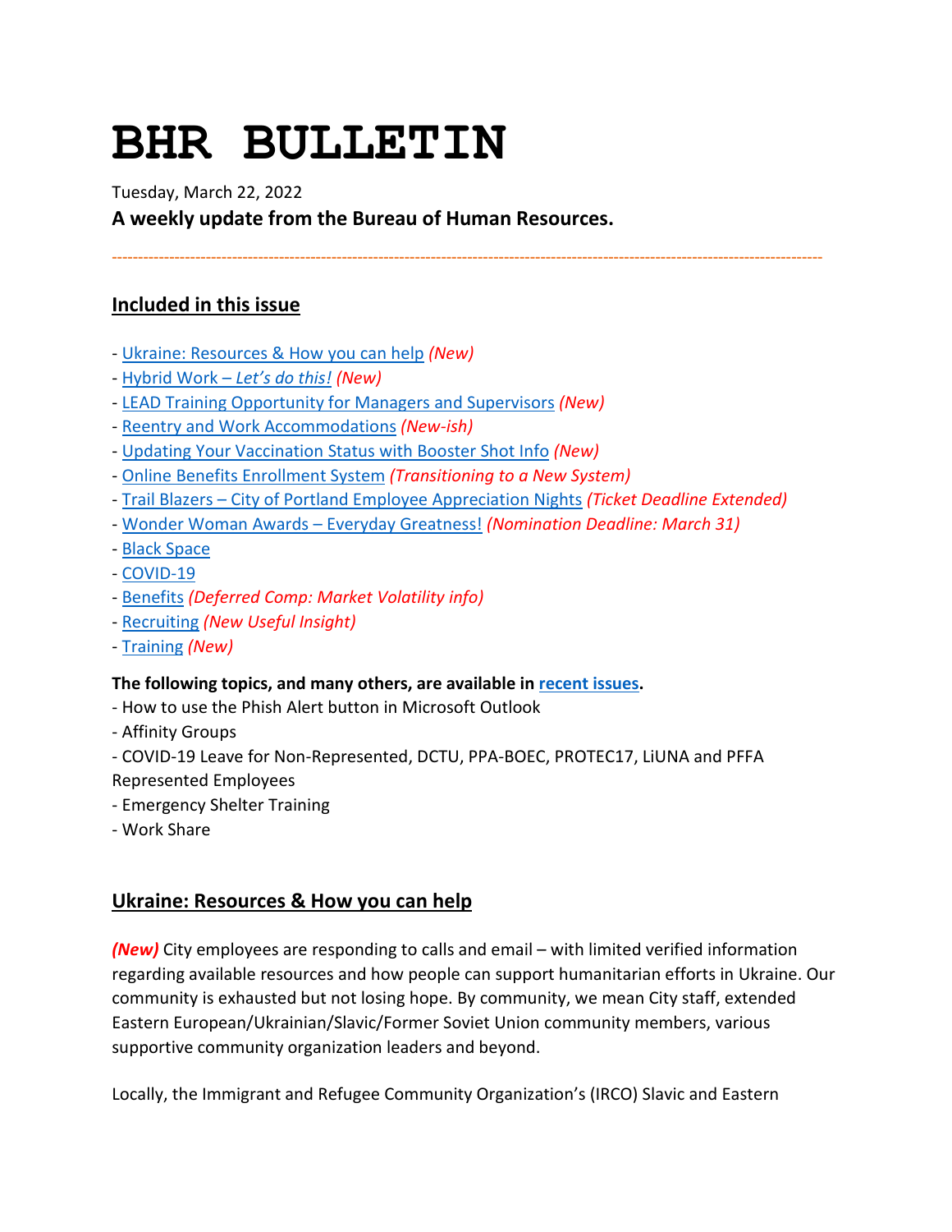# BHR BULLETIN

Tuesday, March 22, 2022

**A weekly update from the Bureau of Human Resources.**

---

## Included in this issue

- Ukraine: Resources & How you can help *(New)*
- Hybrid Work – *Let's do this!* *(New)*
- LEAD Training Opportunity for Managers and Supervisors *(New)*
- Reentry and Work Accommodations *(New-ish)*
- Updating Your Vaccination Status with Booster Shot Info *(New)*
- Online Benefits Enrollment System *(Transitioning to a New System)*
- Trail Blazers – City of Portland Employee Appreciation Nights *(Ticket Deadline Extended)*
- Wonder Woman Awards – Everyday Greatness! *(Nomination Deadline: March 31)*
- Black Space
- COVID-19
- Benefits *(Deferred Comp: Market Volatility info)*
- Recruiting *(New Useful Insight)*
- Training *(New)*

**The following topics, and many others, are available in recent issues.**

- How to use the Phish Alert button in Microsoft Outlook
- Affinity Groups
- COVID-19 Leave for Non-Represented, DCTU, PPA-BOEC, PROTEC17, LiUNA and PFFA Represented Employees
- Emergency Shelter Training
- Work Share

## Ukraine: Resources & How you can help

***(New)*** City employees are responding to calls and email – with limited verified information regarding available resources and how people can support humanitarian efforts in Ukraine. Our community is exhausted but not losing hope. By community, we mean City staff, extended Eastern European/Ukrainian/Slavic/Former Soviet Union community members, various supportive community organization leaders and beyond.

Locally, the Immigrant and Refugee Community Organization's (IRCO) Slavic and Eastern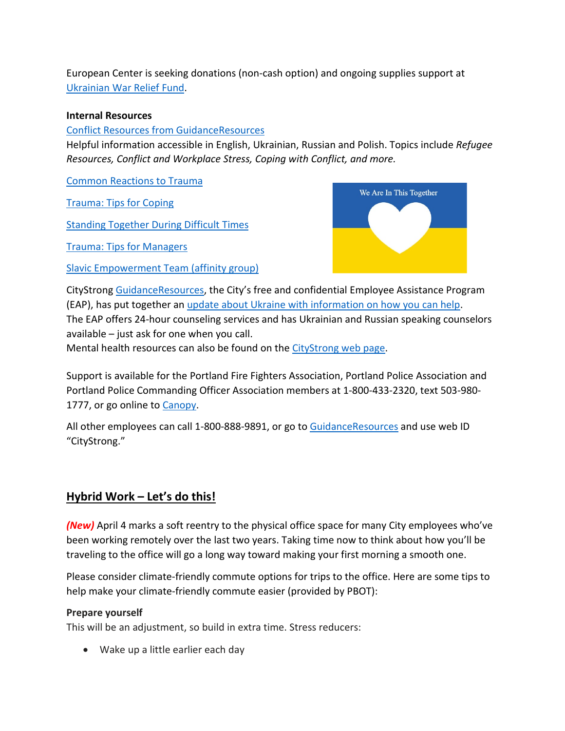European Center is seeking donations (non-cash option) and ongoing supplies support at [Ukrainian War Relief Fund].

**Internal Resources**

[Conflict Resources from GuidanceResources]
Helpful information accessible in English, Ukrainian, Russian and Polish. Topics include *Refugee Resources, Conflict and Workplace Stress, Coping with Conflict, and more.*

[Common Reactions to Trauma]

[Trauma: Tips for Coping]

[Standing Together During Difficult Times]

[Trauma: Tips for Managers]

[Slavic Empowerment Team (affinity group)]

CityStrong [GuidanceResources], the City's free and confidential Employee Assistance Program (EAP), has put together an [update about Ukraine with information on how you can help].
The EAP offers 24-hour counseling services and has Ukrainian and Russian speaking counselors available – just ask for one when you call.
Mental health resources can also be found on the [CityStrong web page].

Support is available for the Portland Fire Fighters Association, Portland Police Association and Portland Police Commanding Officer Association members at 1-800-433-2320, text 503-980-1777, or go online to [Canopy].

All other employees can call 1-800-888-9891, or go to [GuidanceResources] and use web ID "CityStrong."

## Hybrid Work – Let's do this!

***(New)*** April 4 marks a soft reentry to the physical office space for many City employees who've been working remotely over the last two years. Taking time now to think about how you'll be traveling to the office will go a long way toward making your first morning a smooth one.

Please consider climate-friendly commute options for trips to the office. Here are some tips to help make your climate-friendly commute easier (provided by PBOT):

**Prepare yourself**
This will be an adjustment, so build in extra time. Stress reducers:

- Wake up a little earlier each day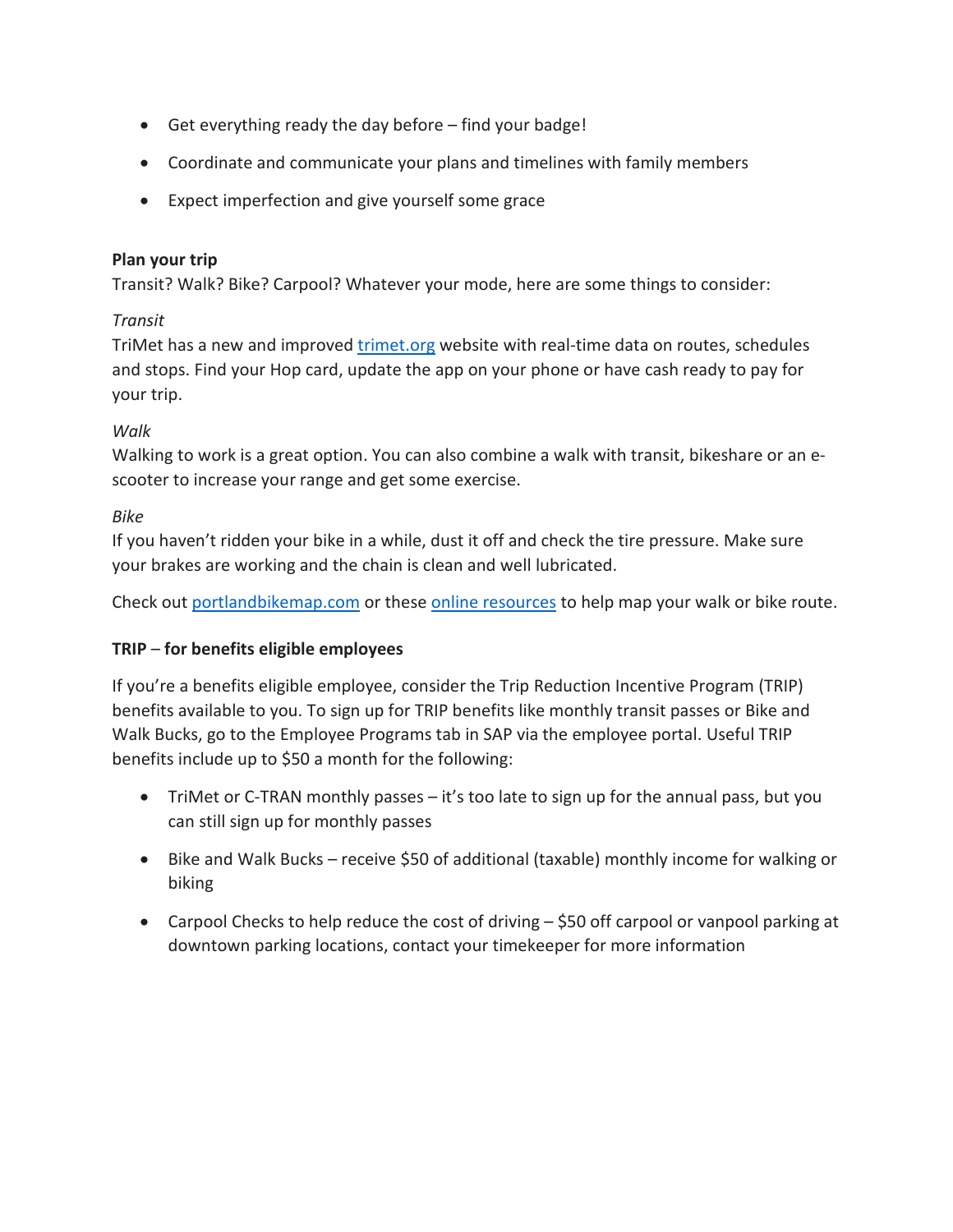- Get everything ready the day before – find your badge!
- Coordinate and communicate your plans and timelines with family members
- Expect imperfection and give yourself some grace

**Plan your trip**
Transit? Walk? Bike? Carpool? Whatever your mode, here are some things to consider:

*Transit*
TriMet has a new and improved [trimet.org](trimet.org) website with real-time data on routes, schedules and stops. Find your Hop card, update the app on your phone or have cash ready to pay for your trip.

*Walk*
Walking to work is a great option. You can also combine a walk with transit, bikeshare or an e-scooter to increase your range and get some exercise.

*Bike*
If you haven't ridden your bike in a while, dust it off and check the tire pressure. Make sure your brakes are working and the chain is clean and well lubricated.

Check out [portlandbikemap.com](portlandbikemap.com) or these online resources to help map your walk or bike route.

**TRIP – for benefits eligible employees**

If you're a benefits eligible employee, consider the Trip Reduction Incentive Program (TRIP) benefits available to you. To sign up for TRIP benefits like monthly transit passes or Bike and Walk Bucks, go to the Employee Programs tab in SAP via the employee portal. Useful TRIP benefits include up to $50 a month for the following:

- TriMet or C-TRAN monthly passes – it's too late to sign up for the annual pass, but you can still sign up for monthly passes
- Bike and Walk Bucks – receive $50 of additional (taxable) monthly income for walking or biking
- Carpool Checks to help reduce the cost of driving – $50 off carpool or vanpool parking at downtown parking locations, contact your timekeeper for more information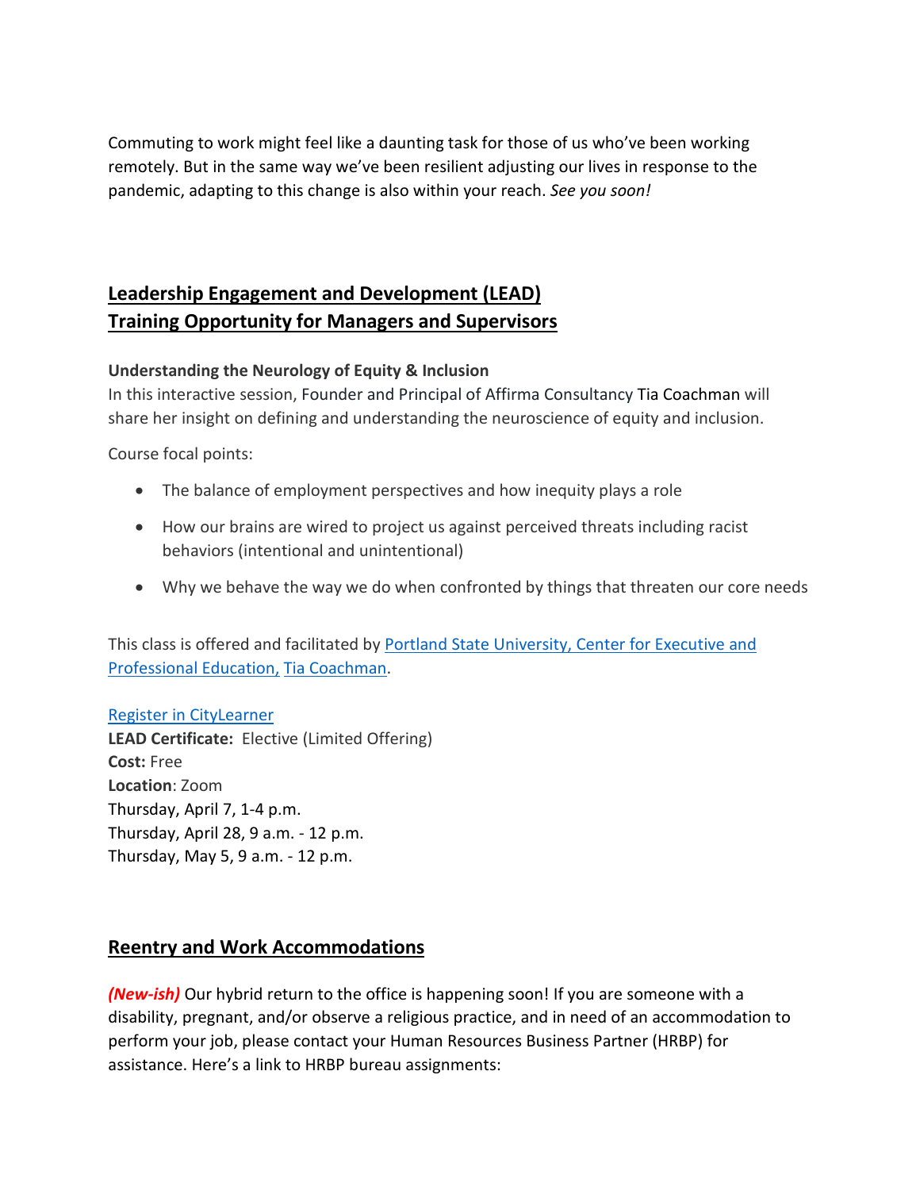Commuting to work might feel like a daunting task for those of us who've been working remotely. But in the same way we've been resilient adjusting our lives in response to the pandemic, adapting to this change is also within your reach. *See you soon!*

## Leadership Engagement and Development (LEAD) Training Opportunity for Managers and Supervisors

**Understanding the Neurology of Equity & Inclusion**

In this interactive session, Founder and Principal of Affirma Consultancy Tia Coachman will share her insight on defining and understanding the neuroscience of equity and inclusion.

Course focal points:

- The balance of employment perspectives and how inequity plays a role
- How our brains are wired to project us against perceived threats including racist behaviors (intentional and unintentional)
- Why we behave the way we do when confronted by things that threaten our core needs

This class is offered and facilitated by Portland State University, Center for Executive and Professional Education, Tia Coachman.

Register in CityLearner

**LEAD Certificate:** Elective (Limited Offering)
**Cost:** Free
**Location**: Zoom
Thursday, April 7, 1-4 p.m.
Thursday, April 28, 9 a.m. - 12 p.m.
Thursday, May 5, 9 a.m. - 12 p.m.

## Reentry and Work Accommodations

***(New-ish)*** Our hybrid return to the office is happening soon! If you are someone with a disability, pregnant, and/or observe a religious practice, and in need of an accommodation to perform your job, please contact your Human Resources Business Partner (HRBP) for assistance. Here's a link to HRBP bureau assignments: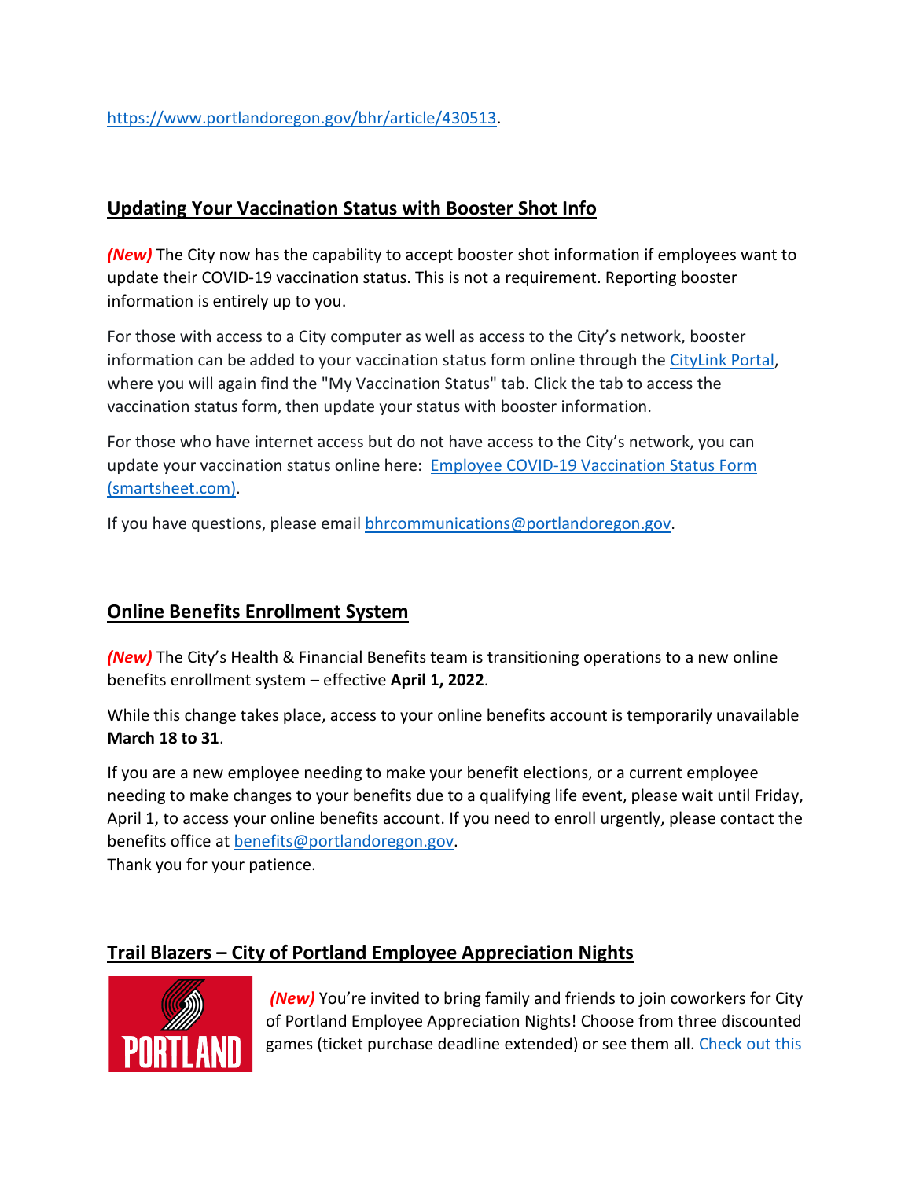https://www.portlandoregon.gov/bhr/article/430513.

## Updating Your Vaccination Status with Booster Shot Info

***(New)*** The City now has the capability to accept booster shot information if employees want to update their COVID-19 vaccination status. This is not a requirement. Reporting booster information is entirely up to you.

For those with access to a City computer as well as access to the City's network, booster information can be added to your vaccination status form online through the CityLink Portal, where you will again find the "My Vaccination Status" tab. Click the tab to access the vaccination status form, then update your status with booster information.

For those who have internet access but do not have access to the City's network, you can update your vaccination status online here: Employee COVID-19 Vaccination Status Form (smartsheet.com).

If you have questions, please email bhrcommunications@portlandoregon.gov.

## Online Benefits Enrollment System

***(New)*** The City's Health & Financial Benefits team is transitioning operations to a new online benefits enrollment system – effective **April 1, 2022**.

While this change takes place, access to your online benefits account is temporarily unavailable **March 18 to 31**.

If you are a new employee needing to make your benefit elections, or a current employee needing to make changes to your benefits due to a qualifying life event, please wait until Friday, April 1, to access your online benefits account. If you need to enroll urgently, please contact the benefits office at benefits@portlandoregon.gov.
Thank you for your patience.

## Trail Blazers – City of Portland Employee Appreciation Nights

***(New)*** You're invited to bring family and friends to join coworkers for City of Portland Employee Appreciation Nights! Choose from three discounted games (ticket purchase deadline extended) or see them all. Check out this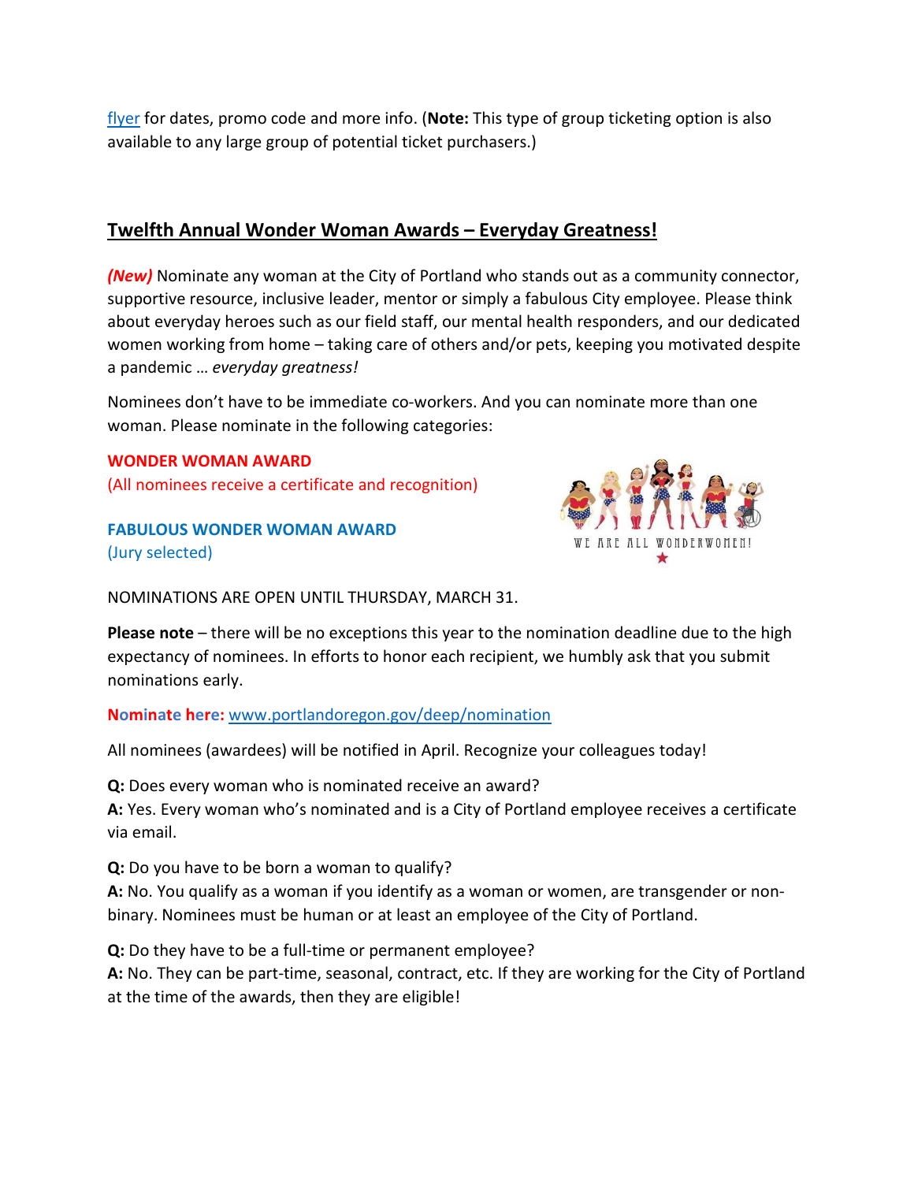flyer for dates, promo code and more info. (**Note:** This type of group ticketing option is also available to any large group of potential ticket purchasers.)

## Twelfth Annual Wonder Woman Awards – Everyday Greatness!

***(New)*** Nominate any woman at the City of Portland who stands out as a community connector, supportive resource, inclusive leader, mentor or simply a fabulous City employee. Please think about everyday heroes such as our field staff, our mental health responders, and our dedicated women working from home – taking care of others and/or pets, keeping you motivated despite a pandemic … *everyday greatness!*

Nominees don't have to be immediate co-workers. And you can nominate more than one woman. Please nominate in the following categories:

**WONDER WOMAN AWARD**
(All nominees receive a certificate and recognition)

**FABULOUS WONDER WOMAN AWARD**
(Jury selected)

WE ARE ALL WONDERWOMEN!

NOMINATIONS ARE OPEN UNTIL THURSDAY, MARCH 31.

**Please note** – there will be no exceptions this year to the nomination deadline due to the high expectancy of nominees. In efforts to honor each recipient, we humbly ask that you submit nominations early.

**Nominate here:** www.portlandoregon.gov/deep/nomination

All nominees (awardees) will be notified in April. Recognize your colleagues today!

**Q:** Does every woman who is nominated receive an award?
**A:** Yes. Every woman who's nominated and is a City of Portland employee receives a certificate via email.

**Q:** Do you have to be born a woman to qualify?
**A:** No. You qualify as a woman if you identify as a woman or women, are transgender or non-binary. Nominees must be human or at least an employee of the City of Portland.

**Q:** Do they have to be a full-time or permanent employee?
**A:** No. They can be part-time, seasonal, contract, etc. If they are working for the City of Portland at the time of the awards, then they are eligible!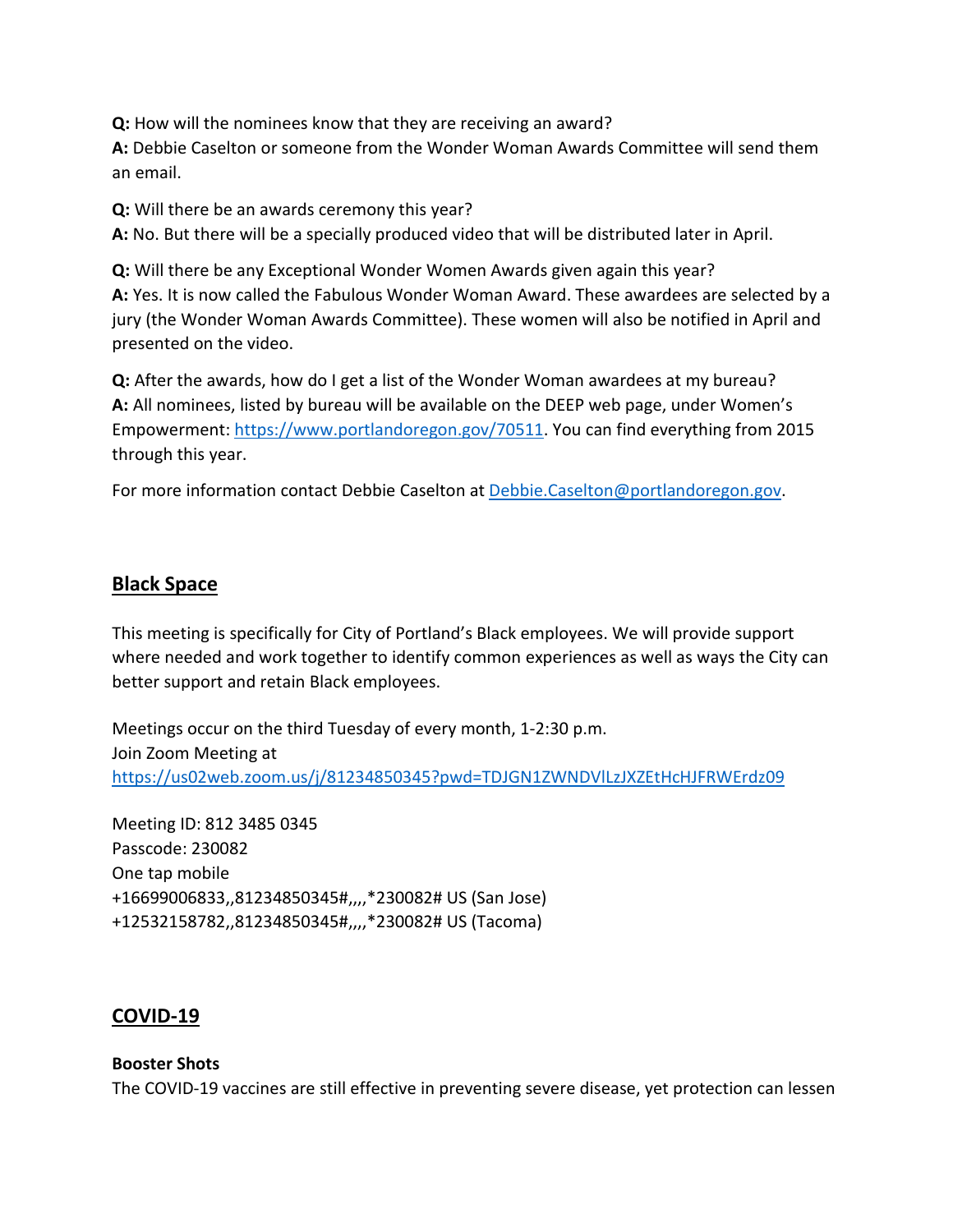**Q:** How will the nominees know that they are receiving an award?
**A:** Debbie Caselton or someone from the Wonder Woman Awards Committee will send them an email.

**Q:** Will there be an awards ceremony this year?
**A:** No. But there will be a specially produced video that will be distributed later in April.

**Q:** Will there be any Exceptional Wonder Women Awards given again this year?
**A:** Yes. It is now called the Fabulous Wonder Woman Award. These awardees are selected by a jury (the Wonder Woman Awards Committee). These women will also be notified in April and presented on the video.

**Q:** After the awards, how do I get a list of the Wonder Woman awardees at my bureau?
**A:** All nominees, listed by bureau will be available on the DEEP web page, under Women's Empowerment: [https://www.portlandoregon.gov/70511](https://www.portlandoregon.gov/70511). You can find everything from 2015 through this year.

For more information contact Debbie Caselton at [Debbie.Caselton@portlandoregon.gov](mailto:Debbie.Caselton@portlandoregon.gov).

## Black Space

This meeting is specifically for City of Portland's Black employees. We will provide support where needed and work together to identify common experiences as well as ways the City can better support and retain Black employees.

Meetings occur on the third Tuesday of every month, 1-2:30 p.m.
Join Zoom Meeting at
[https://us02web.zoom.us/j/81234850345?pwd=TDJGN1ZWNDVlLzJXZEtHcHJFRWErdz09](https://us02web.zoom.us/j/81234850345?pwd=TDJGN1ZWNDVlLzJXZEtHcHJFRWErdz09)

Meeting ID: 812 3485 0345
Passcode: 230082
One tap mobile
+16699006833,,81234850345#,,,,*230082# US (San Jose)
+12532158782,,81234850345#,,,,*230082# US (Tacoma)

## COVID-19

**Booster Shots**
The COVID-19 vaccines are still effective in preventing severe disease, yet protection can lessen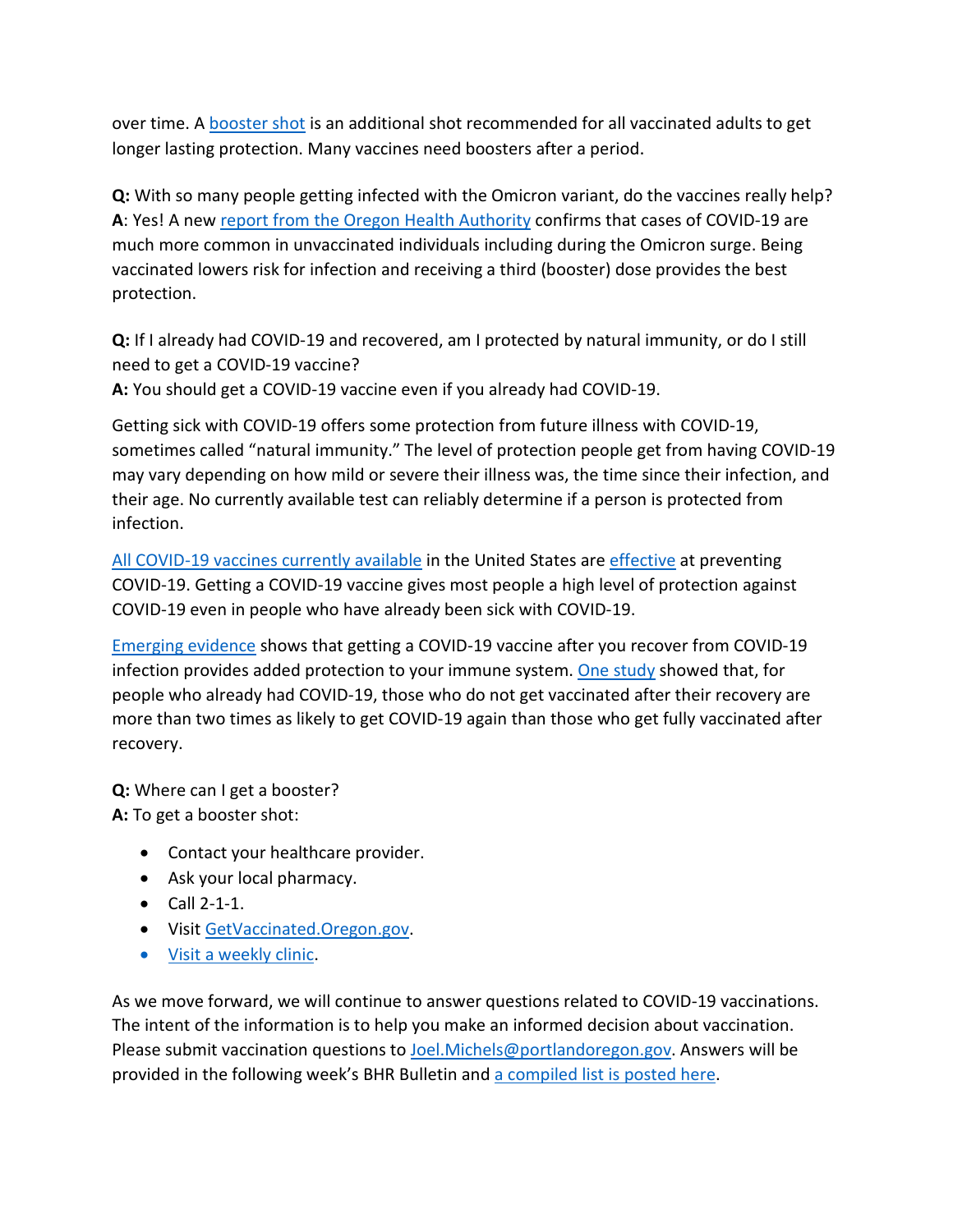over time. A booster shot is an additional shot recommended for all vaccinated adults to get longer lasting protection. Many vaccines need boosters after a period.

**Q:** With so many people getting infected with the Omicron variant, do the vaccines really help?
**A**: Yes! A new report from the Oregon Health Authority confirms that cases of COVID-19 are much more common in unvaccinated individuals including during the Omicron surge. Being vaccinated lowers risk for infection and receiving a third (booster) dose provides the best protection.

**Q:** If I already had COVID-19 and recovered, am I protected by natural immunity, or do I still need to get a COVID-19 vaccine?
**A:** You should get a COVID-19 vaccine even if you already had COVID-19.

Getting sick with COVID-19 offers some protection from future illness with COVID-19, sometimes called "natural immunity." The level of protection people get from having COVID-19 may vary depending on how mild or severe their illness was, the time since their infection, and their age. No currently available test can reliably determine if a person is protected from infection.

All COVID-19 vaccines currently available in the United States are effective at preventing COVID-19. Getting a COVID-19 vaccine gives most people a high level of protection against COVID-19 even in people who have already been sick with COVID-19.

Emerging evidence shows that getting a COVID-19 vaccine after you recover from COVID-19 infection provides added protection to your immune system. One study showed that, for people who already had COVID-19, those who do not get vaccinated after their recovery are more than two times as likely to get COVID-19 again than those who get fully vaccinated after recovery.

**Q:** Where can I get a booster?
**A:** To get a booster shot:

- Contact your healthcare provider.
- Ask your local pharmacy.
- Call 2-1-1.
- Visit GetVaccinated.Oregon.gov.
- Visit a weekly clinic.

As we move forward, we will continue to answer questions related to COVID-19 vaccinations. The intent of the information is to help you make an informed decision about vaccination. Please submit vaccination questions to Joel.Michels@portlandoregon.gov. Answers will be provided in the following week's BHR Bulletin and a compiled list is posted here.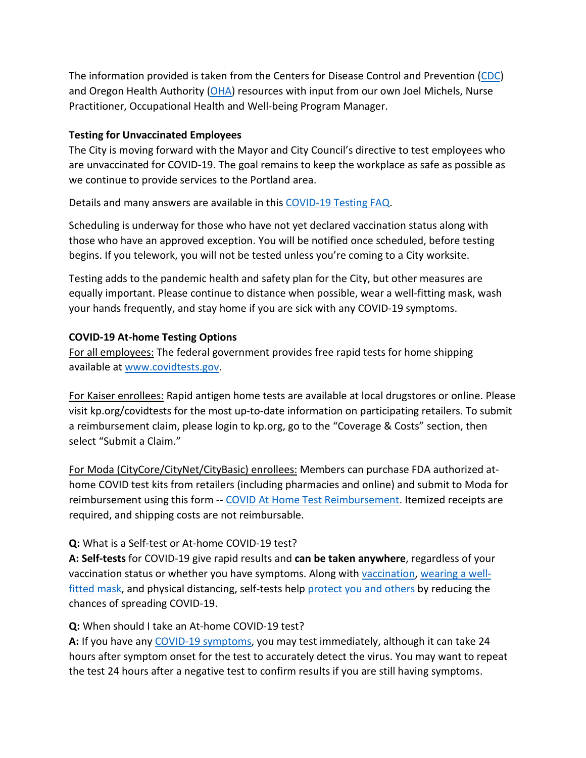The information provided is taken from the Centers for Disease Control and Prevention (CDC) and Oregon Health Authority (OHA) resources with input from our own Joel Michels, Nurse Practitioner, Occupational Health and Well-being Program Manager.

**Testing for Unvaccinated Employees**

The City is moving forward with the Mayor and City Council's directive to test employees who are unvaccinated for COVID-19. The goal remains to keep the workplace as safe as possible as we continue to provide services to the Portland area.

Details and many answers are available in this COVID-19 Testing FAQ.

Scheduling is underway for those who have not yet declared vaccination status along with those who have an approved exception. You will be notified once scheduled, before testing begins. If you telework, you will not be tested unless you're coming to a City worksite.

Testing adds to the pandemic health and safety plan for the City, but other measures are equally important. Please continue to distance when possible, wear a well-fitting mask, wash your hands frequently, and stay home if you are sick with any COVID-19 symptoms.

**COVID-19 At-home Testing Options**

For all employees: The federal government provides free rapid tests for home shipping available at www.covidtests.gov.

For Kaiser enrollees: Rapid antigen home tests are available at local drugstores or online. Please visit kp.org/covidtests for the most up-to-date information on participating retailers. To submit a reimbursement claim, please login to kp.org, go to the "Coverage & Costs" section, then select "Submit a Claim."

For Moda (CityCore/CityNet/CityBasic) enrollees: Members can purchase FDA authorized at-home COVID test kits from retailers (including pharmacies and online) and submit to Moda for reimbursement using this form -- COVID At Home Test Reimbursement. Itemized receipts are required, and shipping costs are not reimbursable.

**Q:** What is a Self-test or At-home COVID-19 test?

**A: Self-tests** for COVID-19 give rapid results and **can be taken anywhere**, regardless of your vaccination status or whether you have symptoms. Along with vaccination, wearing a well-fitted mask, and physical distancing, self-tests help protect you and others by reducing the chances of spreading COVID-19.

**Q:** When should I take an At-home COVID-19 test?

**A:** If you have any COVID-19 symptoms, you may test immediately, although it can take 24 hours after symptom onset for the test to accurately detect the virus. You may want to repeat the test 24 hours after a negative test to confirm results if you are still having symptoms.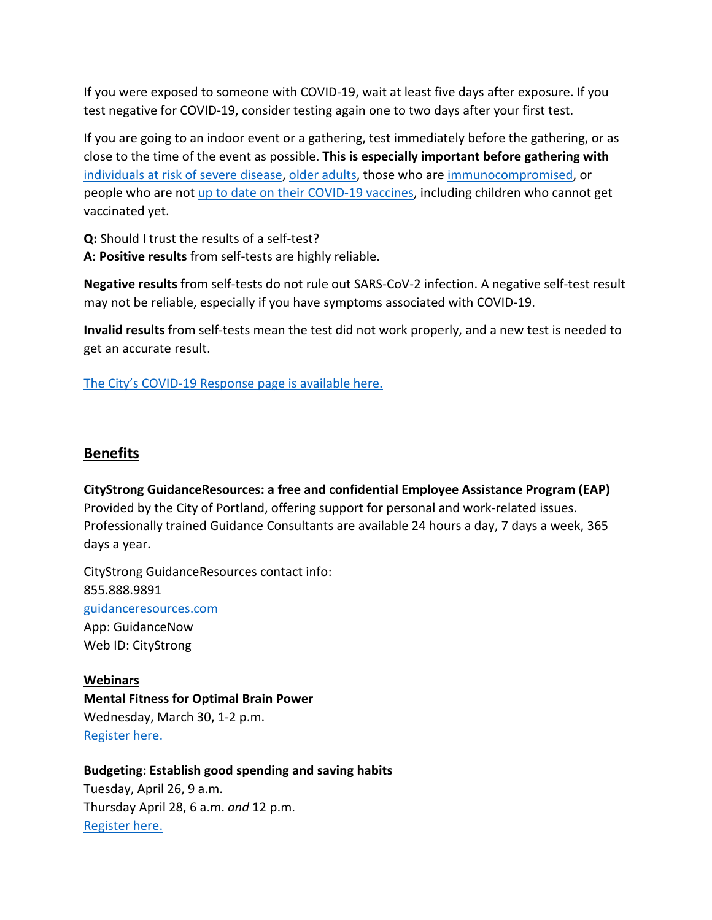If you were exposed to someone with COVID-19, wait at least five days after exposure. If you test negative for COVID-19, consider testing again one to two days after your first test.

If you are going to an indoor event or a gathering, test immediately before the gathering, or as close to the time of the event as possible. **This is especially important before gathering with** individuals at risk of severe disease, older adults, those who are immunocompromised, or people who are not up to date on their COVID-19 vaccines, including children who cannot get vaccinated yet.

**Q:** Should I trust the results of a self-test?
**A: Positive results** from self-tests are highly reliable.

**Negative results** from self-tests do not rule out SARS-CoV-2 infection. A negative self-test result may not be reliable, especially if you have symptoms associated with COVID-19.

**Invalid results** from self-tests mean the test did not work properly, and a new test is needed to get an accurate result.

The City's COVID-19 Response page is available here.

## Benefits

**CityStrong GuidanceResources: a free and confidential Employee Assistance Program (EAP)**
Provided by the City of Portland, offering support for personal and work-related issues. Professionally trained Guidance Consultants are available 24 hours a day, 7 days a week, 365 days a year.

CityStrong GuidanceResources contact info:
855.888.9891
guidanceresources.com
App: GuidanceNow
Web ID: CityStrong

### Webinars

**Mental Fitness for Optimal Brain Power**
Wednesday, March 30, 1-2 p.m.
Register here.

**Budgeting: Establish good spending and saving habits**
Tuesday, April 26, 9 a.m.
Thursday April 28, 6 a.m. *and* 12 p.m.
Register here.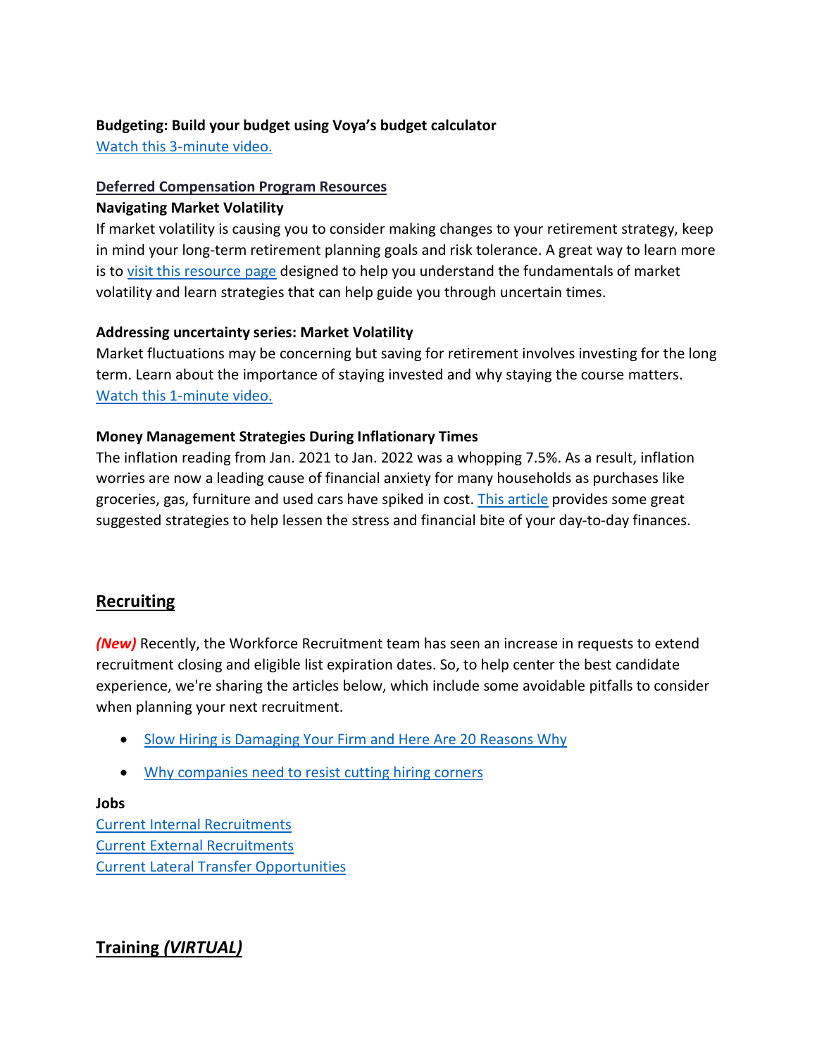**Budgeting: Build your budget using Voya's budget calculator**
[Watch this 3-minute video.]

**[Deferred Compensation Program Resources]**

**Navigating Market Volatility**
If market volatility is causing you to consider making changes to your retirement strategy, keep in mind your long-term retirement planning goals and risk tolerance. A great way to learn more is to [visit this resource page] designed to help you understand the fundamentals of market volatility and learn strategies that can help guide you through uncertain times.

**Addressing uncertainty series: Market Volatility**
Market fluctuations may be concerning but saving for retirement involves investing for the long term. Learn about the importance of staying invested and why staying the course matters. [Watch this 1-minute video.]

**Money Management Strategies During Inflationary Times**
The inflation reading from Jan. 2021 to Jan. 2022 was a whopping 7.5%. As a result, inflation worries are now a leading cause of financial anxiety for many households as purchases like groceries, gas, furniture and used cars have spiked in cost. [This article] provides some great suggested strategies to help lessen the stress and financial bite of your day-to-day finances.

## Recruiting

***(New)*** Recently, the Workforce Recruitment team has seen an increase in requests to extend recruitment closing and eligible list expiration dates. So, to help center the best candidate experience, we're sharing the articles below, which include some avoidable pitfalls to consider when planning your next recruitment.

- [Slow Hiring is Damaging Your Firm and Here Are 20 Reasons Why]
- [Why companies need to resist cutting hiring corners]

**Jobs**
[Current Internal Recruitments]
[Current External Recruitments]
[Current Lateral Transfer Opportunities]

## Training *(VIRTUAL)*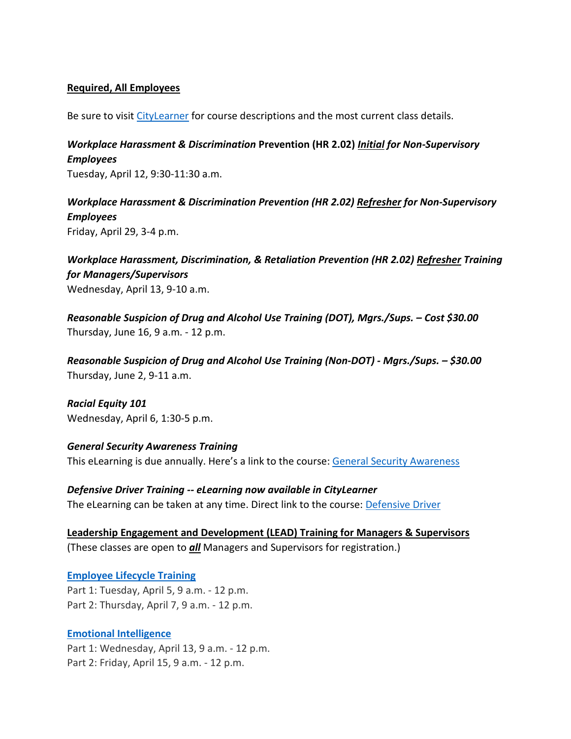**Required, All Employees**

Be sure to visit CityLearner for course descriptions and the most current class details.

***Workplace Harassment & Discrimination* Prevention (HR 2.02) *Initial for Non-Supervisory Employees***
Tuesday, April 12, 9:30-11:30 a.m.

***Workplace Harassment & Discrimination Prevention (HR 2.02) Refresher for Non-Supervisory Employees***
Friday, April 29, 3-4 p.m.

***Workplace Harassment, Discrimination, & Retaliation Prevention (HR 2.02) Refresher* Training *for Managers/Supervisors***
Wednesday, April 13, 9-10 a.m.

***Reasonable Suspicion of Drug and Alcohol Use Training (DOT), Mgrs./Sups. – Cost $30.00***
Thursday, June 16, 9 a.m. - 12 p.m.

***Reasonable Suspicion of Drug and Alcohol Use Training (Non-DOT) - Mgrs./Sups. – $30.00***
Thursday, June 2, 9-11 a.m.

***Racial Equity 101***
Wednesday, April 6, 1:30-5 p.m.

***General Security Awareness Training***
This eLearning is due annually. Here's a link to the course: General Security Awareness

***Defensive Driver Training -- eLearning now available in CityLearner***
The eLearning can be taken at any time. Direct link to the course: Defensive Driver

**Leadership Engagement and Development (LEAD) Training for Managers & Supervisors**
(These classes are open to ***all*** Managers and Supervisors for registration.)

**Employee Lifecycle Training**
Part 1: Tuesday, April 5, 9 a.m. - 12 p.m.
Part 2: Thursday, April 7, 9 a.m. - 12 p.m.

**Emotional Intelligence**
Part 1: Wednesday, April 13, 9 a.m. - 12 p.m.
Part 2: Friday, April 15, 9 a.m. - 12 p.m.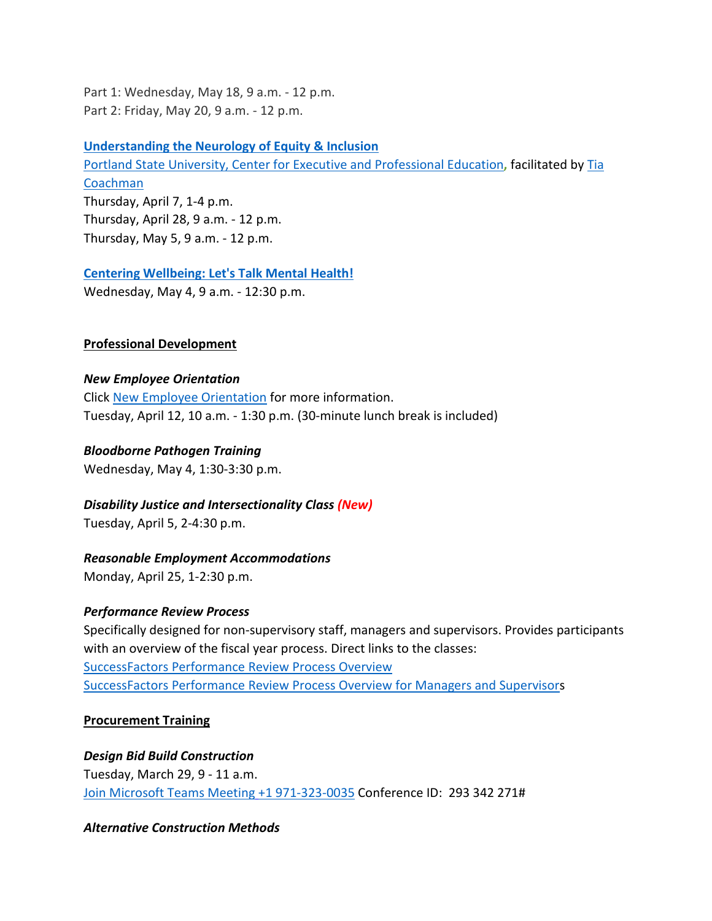Part 1: Wednesday, May 18, 9 a.m. - 12 p.m.
Part 2: Friday, May 20, 9 a.m. - 12 p.m.

**Understanding the Neurology of Equity & Inclusion**
Portland State University, Center for Executive and Professional Education, facilitated by Tia Coachman
Thursday, April 7, 1-4 p.m.
Thursday, April 28, 9 a.m. - 12 p.m.
Thursday, May 5, 9 a.m. - 12 p.m.

**Centering Wellbeing: Let's Talk Mental Health!**
Wednesday, May 4, 9 a.m. - 12:30 p.m.

**Professional Development**

***New Employee Orientation***
Click New Employee Orientation for more information.
Tuesday, April 12, 10 a.m. - 1:30 p.m. (30-minute lunch break is included)

***Bloodborne Pathogen Training***
Wednesday, May 4, 1:30-3:30 p.m.

***Disability Justice and Intersectionality Class (New)***
Tuesday, April 5, 2-4:30 p.m.

***Reasonable Employment Accommodations***
Monday, April 25, 1-2:30 p.m.

***Performance Review Process***
Specifically designed for non-supervisory staff, managers and supervisors. Provides participants with an overview of the fiscal year process. Direct links to the classes:
SuccessFactors Performance Review Process Overview
SuccessFactors Performance Review Process Overview for Managers and Supervisors

**Procurement Training**

***Design Bid Build Construction***
Tuesday, March 29, 9 - 11 a.m.
Join Microsoft Teams Meeting +1 971-323-0035 Conference ID: 293 342 271#

***Alternative Construction Methods***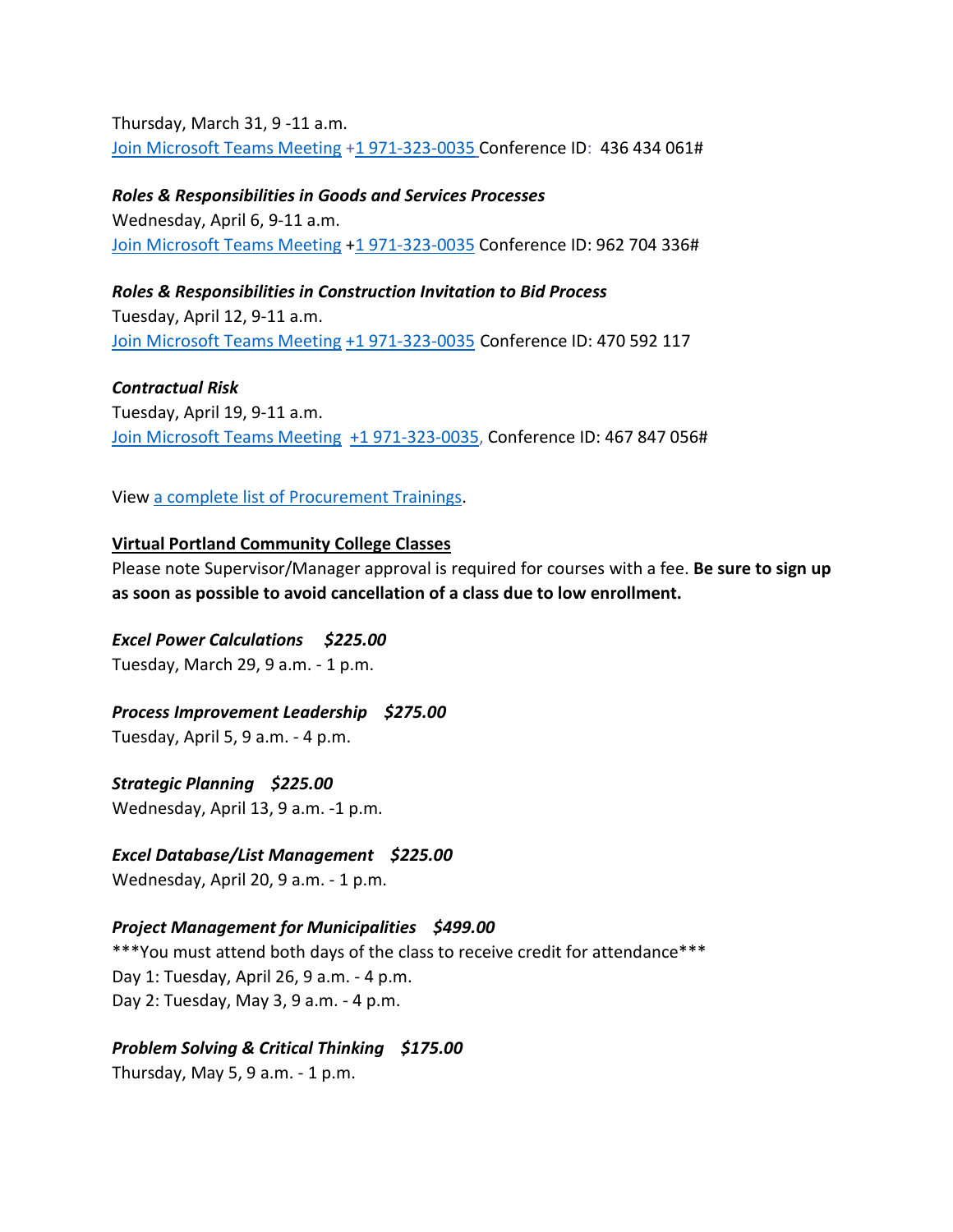Thursday, March 31, 9 -11 a.m.
Join Microsoft Teams Meeting +1 971-323-0035 Conference ID: 436 434 061#

***Roles & Responsibilities in Goods and Services Processes***
Wednesday, April 6, 9-11 a.m.
Join Microsoft Teams Meeting +1 971-323-0035 Conference ID: 962 704 336#

***Roles & Responsibilities in Construction Invitation to Bid Process***
Tuesday, April 12, 9-11 a.m.
Join Microsoft Teams Meeting +1 971-323-0035 Conference ID: 470 592 117

***Contractual Risk***
Tuesday, April 19, 9-11 a.m.
Join Microsoft Teams Meeting +1 971-323-0035, Conference ID: 467 847 056#

View a complete list of Procurement Trainings.

## Virtual Portland Community College Classes

Please note Supervisor/Manager approval is required for courses with a fee. **Be sure to sign up as soon as possible to avoid cancellation of a class due to low enrollment.**

***Excel Power Calculations $225.00***
Tuesday, March 29, 9 a.m. - 1 p.m.

***Process Improvement Leadership $275.00***
Tuesday, April 5, 9 a.m. - 4 p.m.

***Strategic Planning $225.00***
Wednesday, April 13, 9 a.m. -1 p.m.

***Excel Database/List Management $225.00***
Wednesday, April 20, 9 a.m. - 1 p.m.

***Project Management for Municipalities $499.00***
***You must attend both days of the class to receive credit for attendance***
Day 1: Tuesday, April 26, 9 a.m. - 4 p.m.
Day 2: Tuesday, May 3, 9 a.m. - 4 p.m.

***Problem Solving & Critical Thinking $175.00***
Thursday, May 5, 9 a.m. - 1 p.m.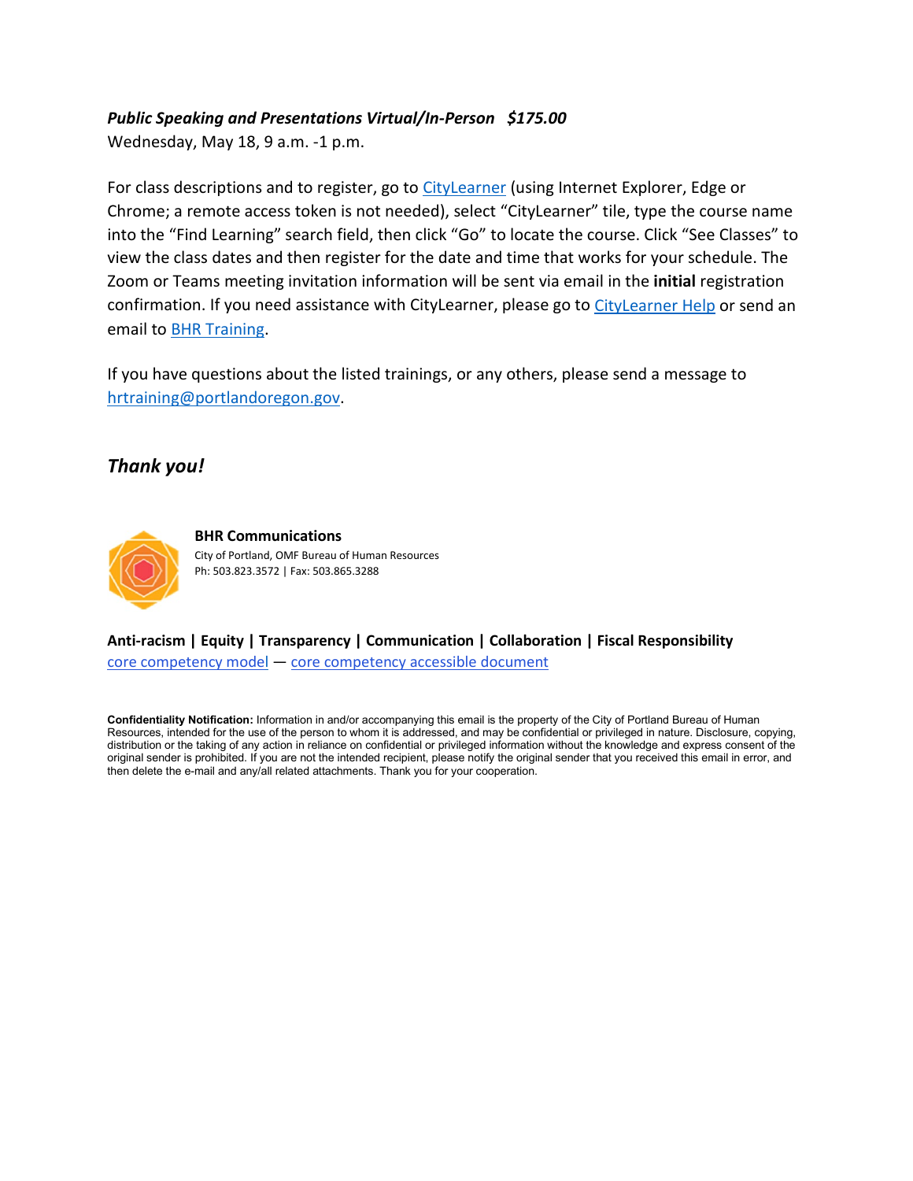***Public Speaking and Presentations Virtual/In-Person   $175.00***
Wednesday, May 18, 9 a.m. -1 p.m.

For class descriptions and to register, go to CityLearner (using Internet Explorer, Edge or Chrome; a remote access token is not needed), select "CityLearner" tile, type the course name into the "Find Learning" search field, then click "Go" to locate the course. Click "See Classes" to view the class dates and then register for the date and time that works for your schedule. The Zoom or Teams meeting invitation information will be sent via email in the **initial** registration confirmation. If you need assistance with CityLearner, please go to CityLearner Help or send an email to BHR Training.

If you have questions about the listed trainings, or any others, please send a message to hrtraining@portlandoregon.gov.

***Thank you!***

**BHR Communications**
City of Portland, OMF Bureau of Human Resources
Ph: 503.823.3572 | Fax: 503.865.3288

**Anti-racism | Equity | Transparency | Communication | Collaboration | Fiscal Responsibility**
core competency model — core competency accessible document

**Confidentiality Notification:** Information in and/or accompanying this email is the property of the City of Portland Bureau of Human Resources, intended for the use of the person to whom it is addressed, and may be confidential or privileged in nature. Disclosure, copying, distribution or the taking of any action in reliance on confidential or privileged information without the knowledge and express consent of the original sender is prohibited. If you are not the intended recipient, please notify the original sender that you received this email in error, and then delete the e-mail and any/all related attachments. Thank you for your cooperation.